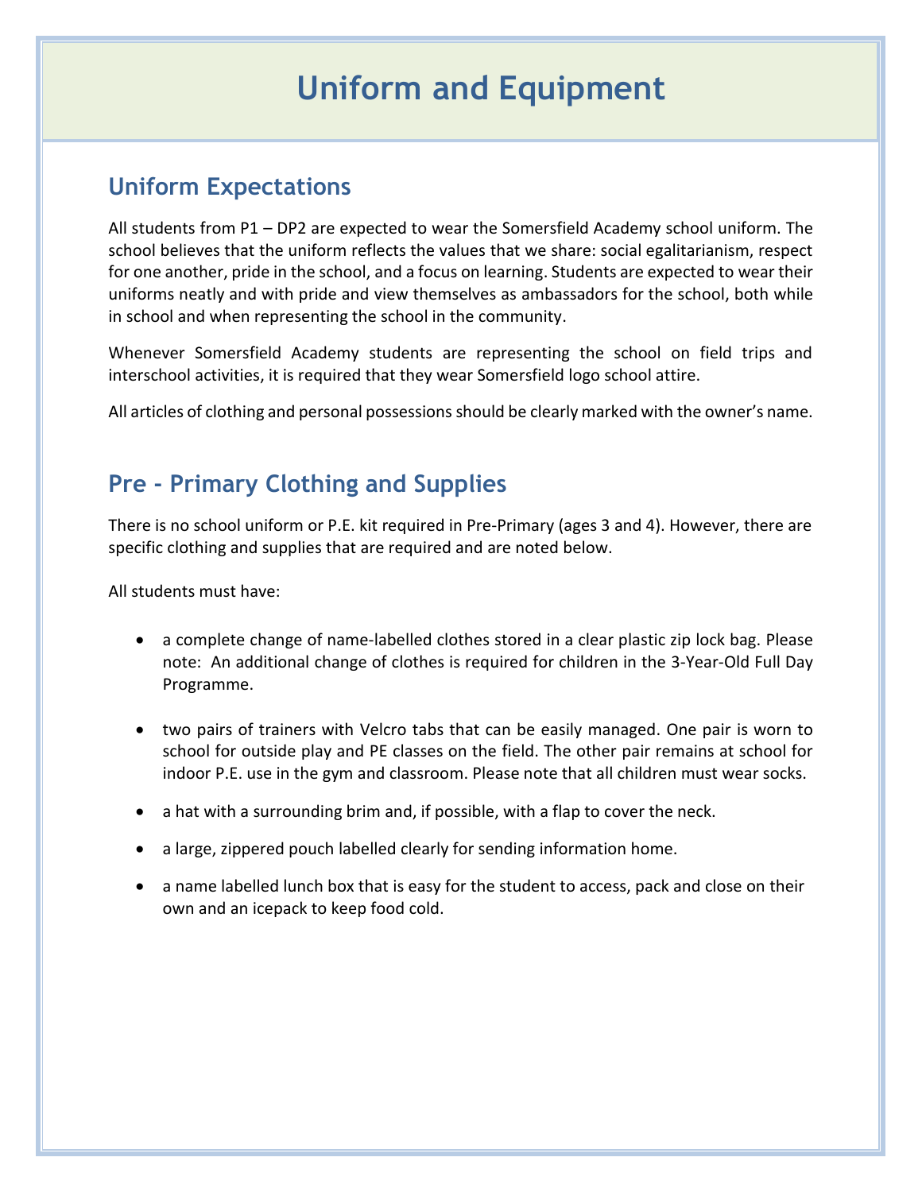# Uniform and Equipment

## Uniform Expectations

All students from P1 – DP2 are expected to wear the Somersfield Academy school uniform. The school believes that the uniform reflects the values that we share: social egalitarianism, respect for one another, pride in the school, and a focus on learning. Students are expected to wear their uniforms neatly and with pride and view themselves as ambassadors for the school, both while in school and when representing the school in the community.

Whenever Somersfield Academy students are representing the school on field trips and interschool activities, it is required that they wear Somersfield logo school attire.

All articles of clothing and personal possessions should be clearly marked with the owner's name.

## Pre - Primary Clothing and Supplies

There is no school uniform or P.E. kit required in Pre-Primary (ages 3 and 4). However, there are specific clothing and supplies that are required and are noted below.

All students must have:

- a complete change of name-labelled clothes stored in a clear plastic zip lock bag. Please note: An additional change of clothes is required for children in the 3-Year-Old Full Day Programme.
- two pairs of trainers with Velcro tabs that can be easily managed. One pair is worn to school for outside play and PE classes on the field. The other pair remains at school for indoor P.E. use in the gym and classroom. Please note that all children must wear socks.
- a hat with a surrounding brim and, if possible, with a flap to cover the neck.
- a large, zippered pouch labelled clearly for sending information home.
- a name labelled lunch box that is easy for the student to access, pack and close on their own and an icepack to keep food cold.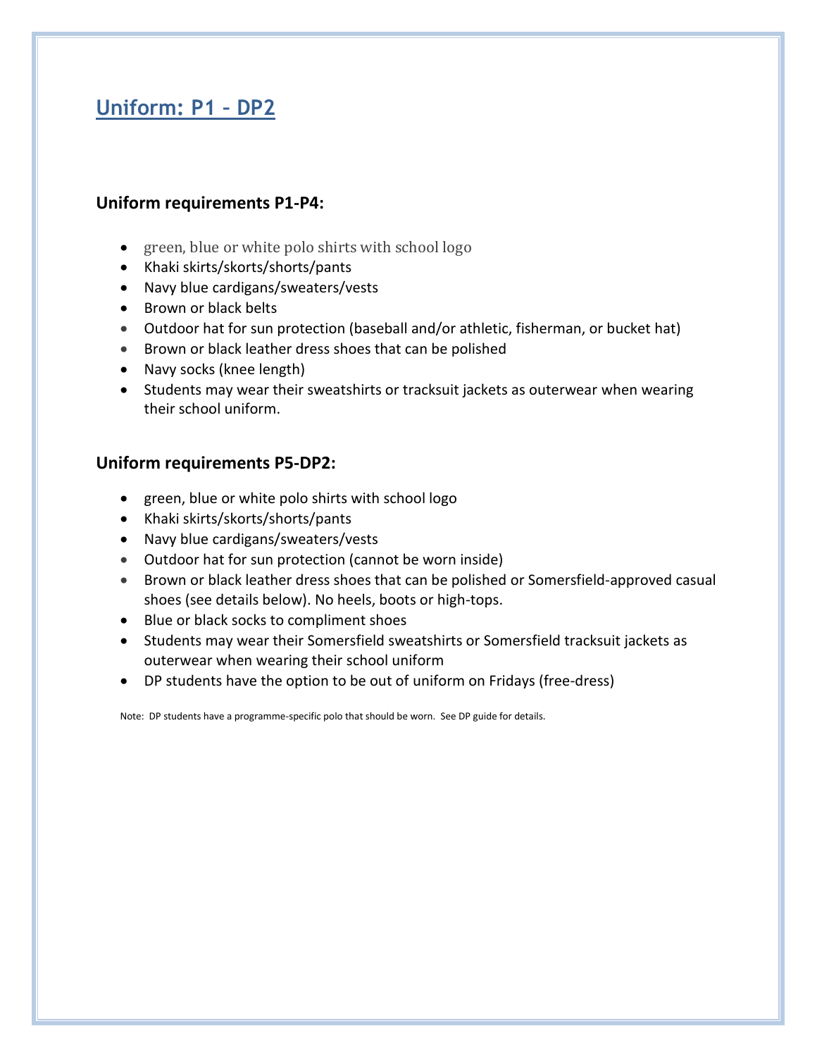## Uniform: P1 – DP2

### Uniform requirements P1-P4:

- green, blue or white polo shirts with school logo
- Khaki skirts/skorts/shorts/pants
- Navy blue cardigans/sweaters/vests
- Brown or black belts
- Outdoor hat for sun protection (baseball and/or athletic, fisherman, or bucket hat)
- Brown or black leather dress shoes that can be polished
- Navy socks (knee length)
- Students may wear their sweatshirts or tracksuit jackets as outerwear when wearing their school uniform.

### Uniform requirements P5-DP2:

- green, blue or white polo shirts with school logo
- Khaki skirts/skorts/shorts/pants
- Navy blue cardigans/sweaters/vests
- Outdoor hat for sun protection (cannot be worn inside)
- Brown or black leather dress shoes that can be polished or Somersfield-approved casual shoes (see details below). No heels, boots or high-tops.
- Blue or black socks to compliment shoes
- Students may wear their Somersfield sweatshirts or Somersfield tracksuit jackets as outerwear when wearing their school uniform
- DP students have the option to be out of uniform on Fridays (free-dress)

Note: DP students have a programme-specific polo that should be worn. See DP guide for details.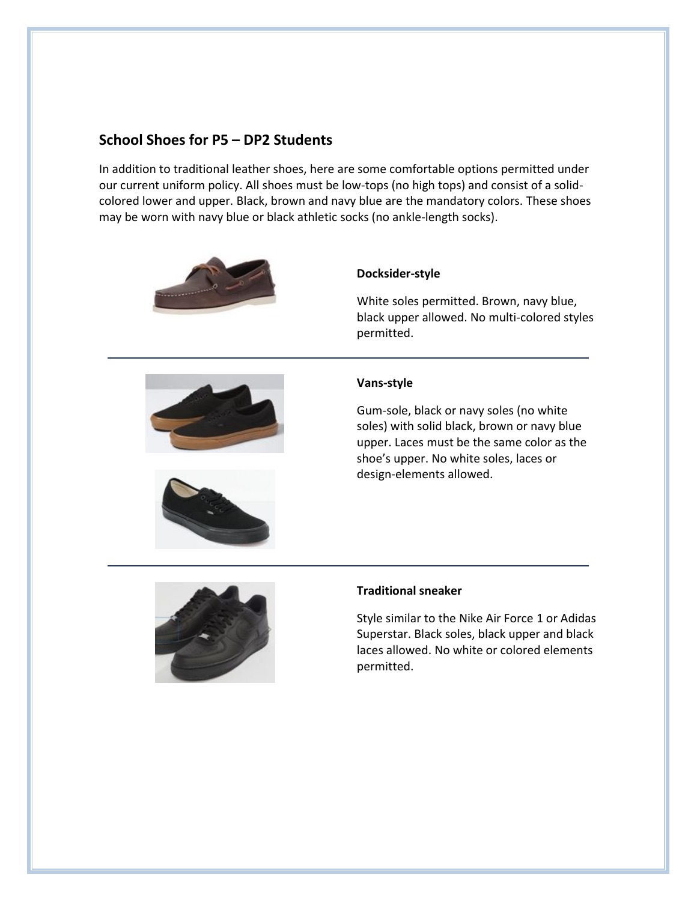## School Shoes for P5 – DP2 Students

In addition to traditional leather shoes, here are some comfortable options permitted under our current uniform policy. All shoes must be low-tops (no high tops) and consist of a solid-colored lower and upper. Black, brown and navy blue are the mandatory colors. These shoes may be worn with navy blue or black athletic socks (no ankle-length socks).

**Docksider-style**

White soles permitted. Brown, navy blue, black upper allowed. No multi-colored styles permitted.

---

**Vans-style**

Gum-sole, black or navy soles (no white soles) with solid black, brown or navy blue upper. Laces must be the same color as the shoe's upper. No white soles, laces or design-elements allowed.

---

**Traditional sneaker**

Style similar to the Nike Air Force 1 or Adidas Superstar. Black soles, black upper and black laces allowed. No white or colored elements permitted.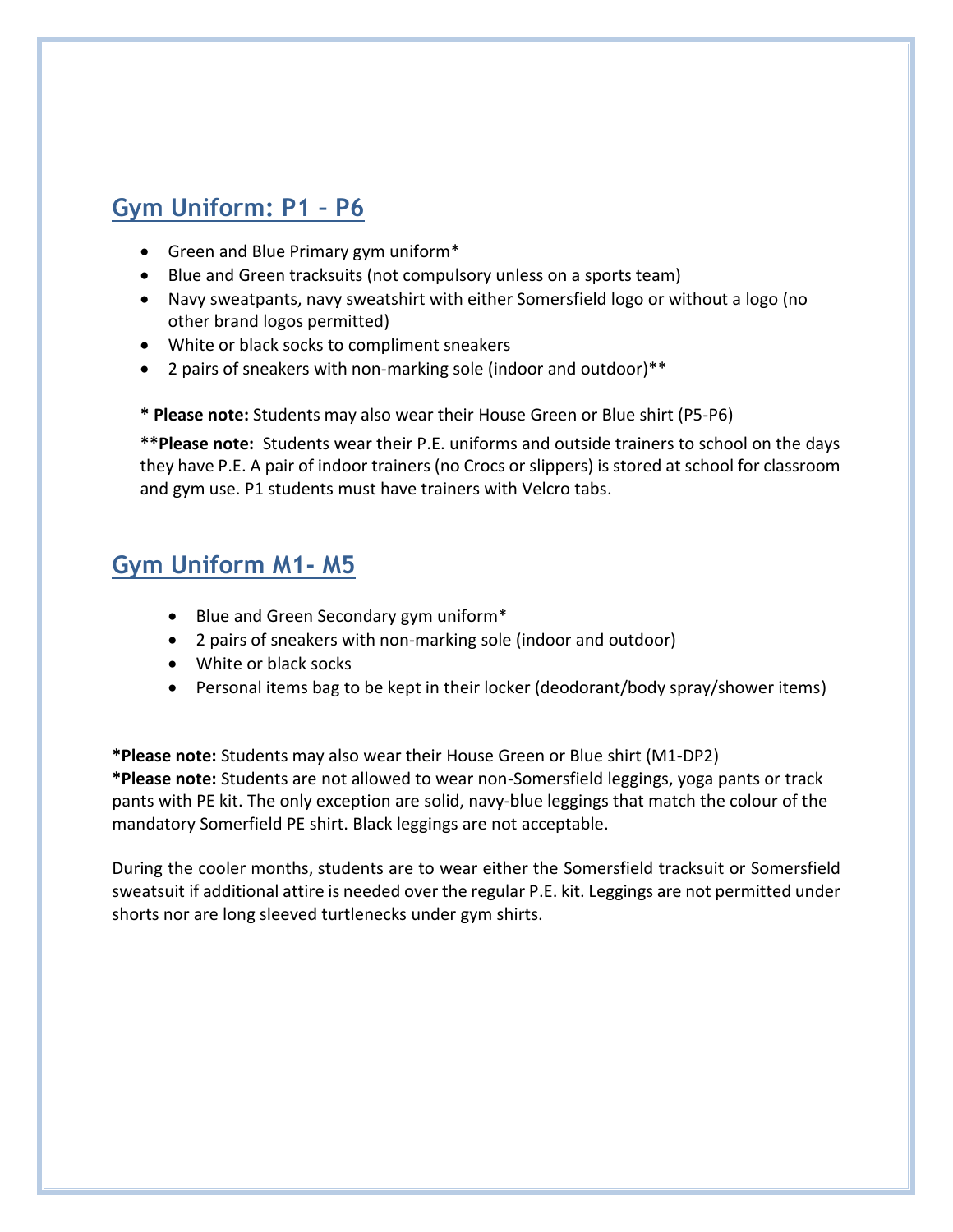## Gym Uniform: P1 – P6

- Green and Blue Primary gym uniform*
- Blue and Green tracksuits (not compulsory unless on a sports team)
- Navy sweatpants, navy sweatshirt with either Somersfield logo or without a logo (no other brand logos permitted)
- White or black socks to compliment sneakers
- 2 pairs of sneakers with non-marking sole (indoor and outdoor)**

**\* Please note:** Students may also wear their House Green or Blue shirt (P5-P6)

**\*\*Please note:** Students wear their P.E. uniforms and outside trainers to school on the days they have P.E. A pair of indoor trainers (no Crocs or slippers) is stored at school for classroom and gym use. P1 students must have trainers with Velcro tabs.

## Gym Uniform M1- M5

- Blue and Green Secondary gym uniform*
- 2 pairs of sneakers with non-marking sole (indoor and outdoor)
- White or black socks
- Personal items bag to be kept in their locker (deodorant/body spray/shower items)

**\*Please note:** Students may also wear their House Green or Blue shirt (M1-DP2)
**\*Please note:** Students are not allowed to wear non-Somersfield leggings, yoga pants or track pants with PE kit. The only exception are solid, navy-blue leggings that match the colour of the mandatory Somerfield PE shirt. Black leggings are not acceptable.

During the cooler months, students are to wear either the Somersfield tracksuit or Somersfield sweatsuit if additional attire is needed over the regular P.E. kit. Leggings are not permitted under shorts nor are long sleeved turtlenecks under gym shirts.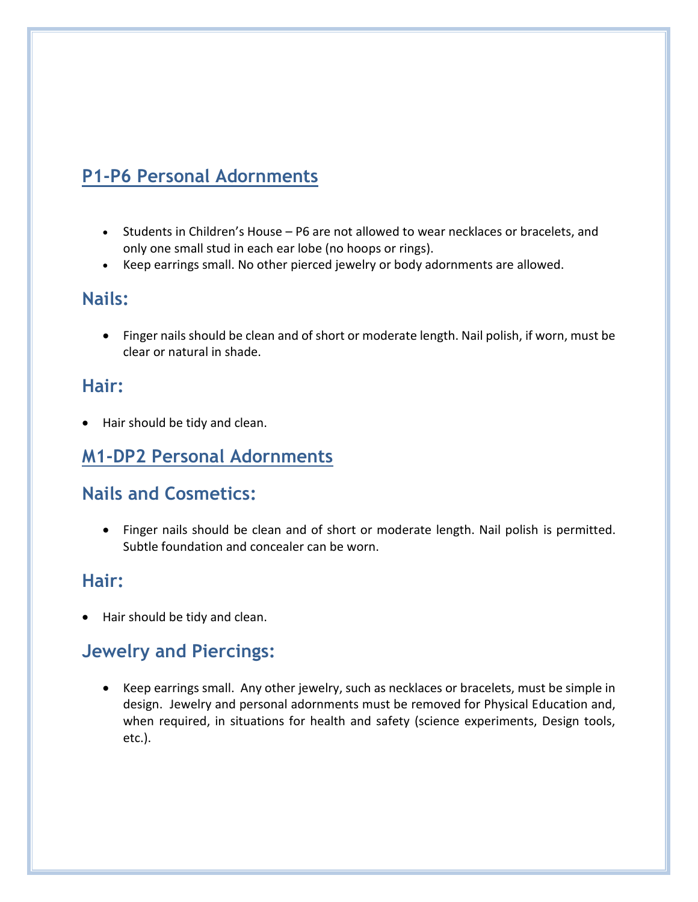## P1-P6 Personal Adornments

- Students in Children's House – P6 are not allowed to wear necklaces or bracelets, and only one small stud in each ear lobe (no hoops or rings).
- Keep earrings small. No other pierced jewelry or body adornments are allowed.

### Nails:

- Finger nails should be clean and of short or moderate length. Nail polish, if worn, must be clear or natural in shade.

### Hair:

- Hair should be tidy and clean.

## M1-DP2 Personal Adornments

### Nails and Cosmetics:

- Finger nails should be clean and of short or moderate length. Nail polish is permitted. Subtle foundation and concealer can be worn.

### Hair:

- Hair should be tidy and clean.

### Jewelry and Piercings:

- Keep earrings small. Any other jewelry, such as necklaces or bracelets, must be simple in design. Jewelry and personal adornments must be removed for Physical Education and, when required, in situations for health and safety (science experiments, Design tools, etc.).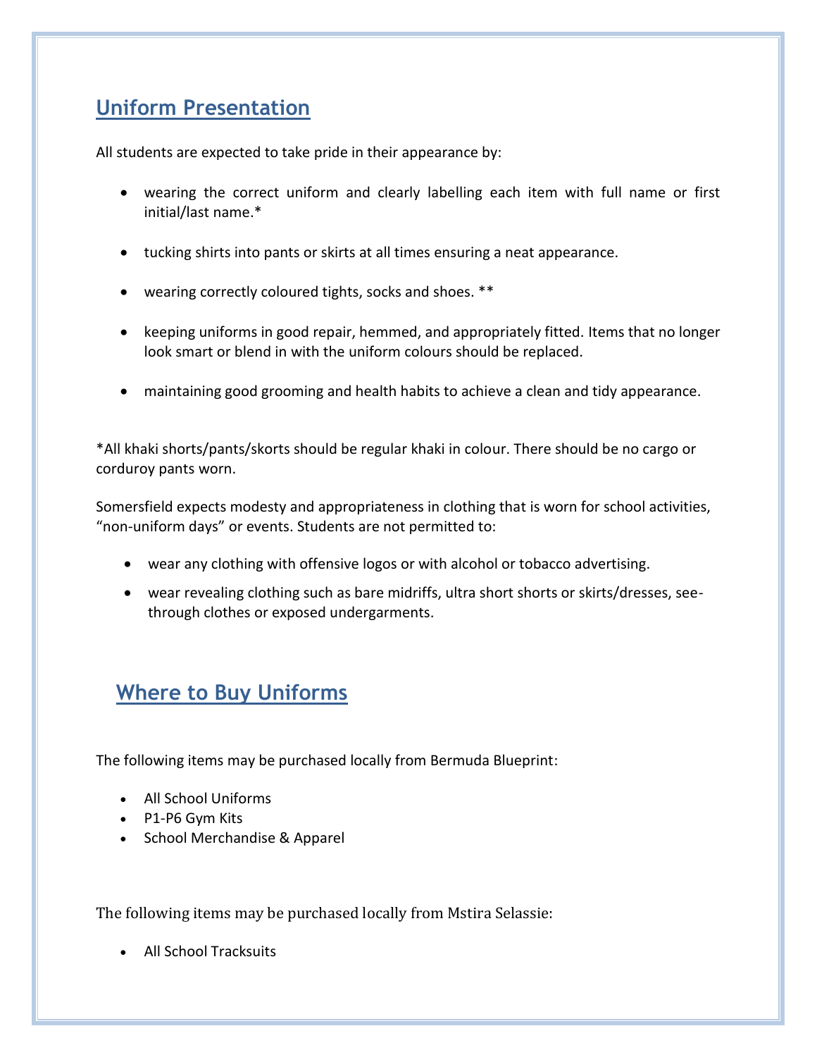## Uniform Presentation

All students are expected to take pride in their appearance by:

- wearing the correct uniform and clearly labelling each item with full name or first initial/last name.*
- tucking shirts into pants or skirts at all times ensuring a neat appearance.
- wearing correctly coloured tights, socks and shoes. **
- keeping uniforms in good repair, hemmed, and appropriately fitted. Items that no longer look smart or blend in with the uniform colours should be replaced.
- maintaining good grooming and health habits to achieve a clean and tidy appearance.

*All khaki shorts/pants/skorts should be regular khaki in colour. There should be no cargo or corduroy pants worn.

Somersfield expects modesty and appropriateness in clothing that is worn for school activities, "non-uniform days" or events. Students are not permitted to:

- wear any clothing with offensive logos or with alcohol or tobacco advertising.
- wear revealing clothing such as bare midriffs, ultra short shorts or skirts/dresses, see-through clothes or exposed undergarments.

## Where to Buy Uniforms

The following items may be purchased locally from Bermuda Blueprint:

- All School Uniforms
- P1-P6 Gym Kits
- School Merchandise & Apparel

The following items may be purchased locally from Mstira Selassie:

- All School Tracksuits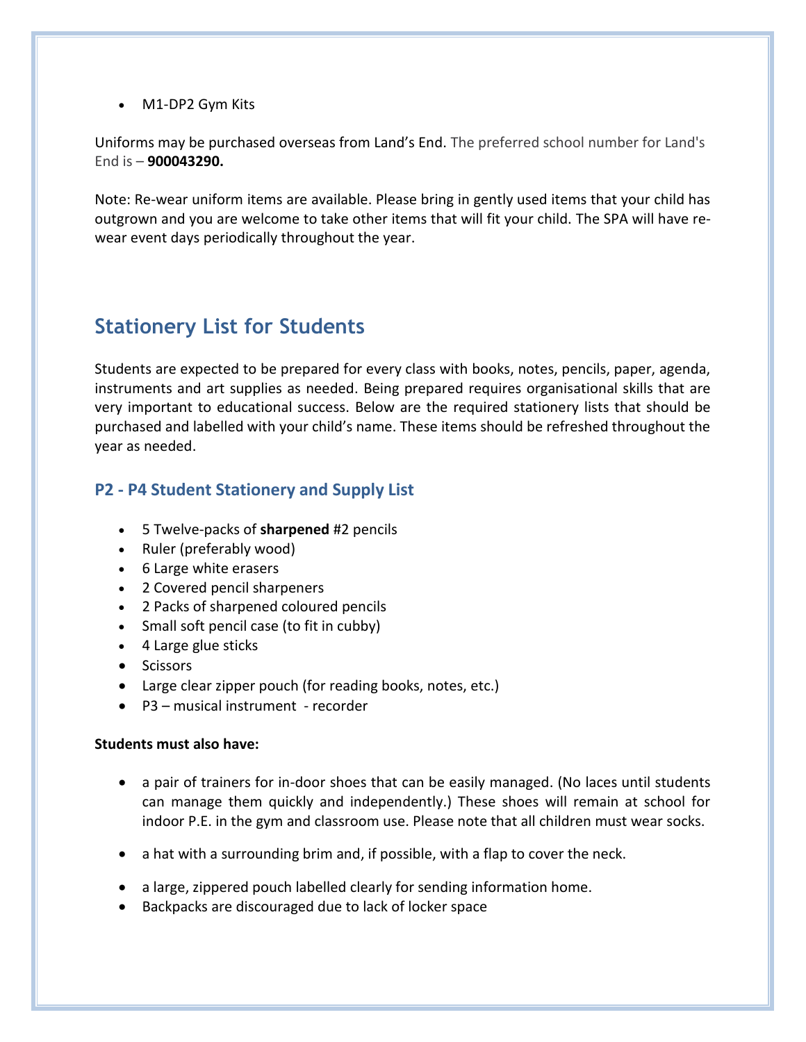- M1-DP2 Gym Kits

Uniforms may be purchased overseas from Land's End. The preferred school number for Land's End is – **900043290.**

Note: Re-wear uniform items are available. Please bring in gently used items that your child has outgrown and you are welcome to take other items that will fit your child. The SPA will have re-wear event days periodically throughout the year.

## Stationery List for Students

Students are expected to be prepared for every class with books, notes, pencils, paper, agenda, instruments and art supplies as needed. Being prepared requires organisational skills that are very important to educational success. Below are the required stationery lists that should be purchased and labelled with your child's name. These items should be refreshed throughout the year as needed.

### P2 - P4 Student Stationery and Supply List

- 5 Twelve-packs of **sharpened** #2 pencils
- Ruler (preferably wood)
- 6 Large white erasers
- 2 Covered pencil sharpeners
- 2 Packs of sharpened coloured pencils
- Small soft pencil case (to fit in cubby)
- 4 Large glue sticks
- Scissors
- Large clear zipper pouch (for reading books, notes, etc.)
- P3 – musical instrument - recorder

**Students must also have:**

- a pair of trainers for in-door shoes that can be easily managed. (No laces until students can manage them quickly and independently.) These shoes will remain at school for indoor P.E. in the gym and classroom use. Please note that all children must wear socks.
- a hat with a surrounding brim and, if possible, with a flap to cover the neck.
- a large, zippered pouch labelled clearly for sending information home.
- Backpacks are discouraged due to lack of locker space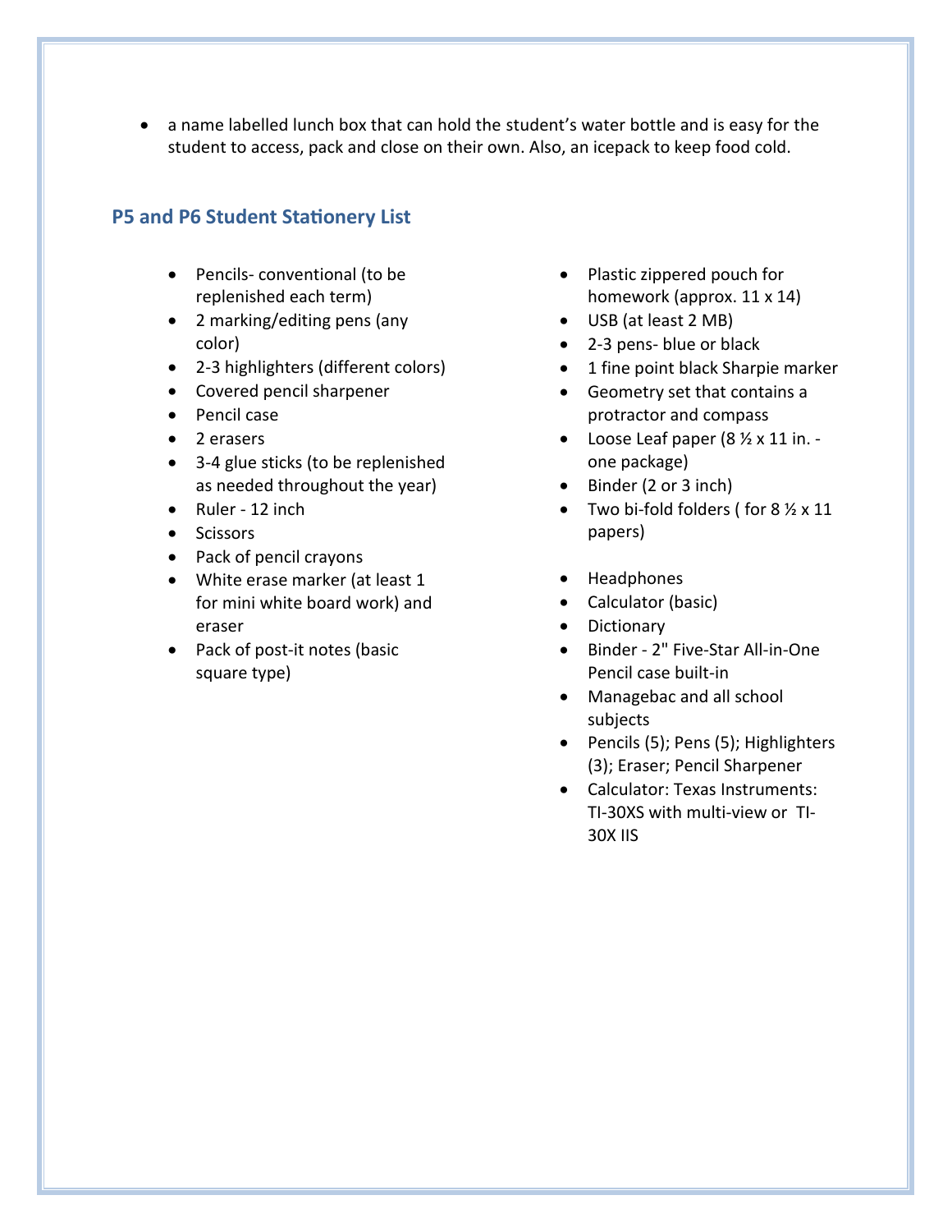- a name labelled lunch box that can hold the student's water bottle and is easy for the student to access, pack and close on their own. Also, an icepack to keep food cold.

## P5 and P6 Student Stationery List

- Pencils- conventional (to be replenished each term)
- 2 marking/editing pens (any color)
- 2-3 highlighters (different colors)
- Covered pencil sharpener
- Pencil case
- 2 erasers
- 3-4 glue sticks (to be replenished as needed throughout the year)
- Ruler - 12 inch
- Scissors
- Pack of pencil crayons
- White erase marker (at least 1 for mini white board work) and eraser
- Pack of post-it notes (basic square type)
- Plastic zippered pouch for homework (approx. 11 x 14)
- USB (at least 2 MB)
- 2-3 pens- blue or black
- 1 fine point black Sharpie marker
- Geometry set that contains a protractor and compass
- Loose Leaf paper (8 ½ x 11 in. - one package)
- Binder (2 or 3 inch)
- Two bi-fold folders ( for 8 ½ x 11 papers)

- Headphones
- Calculator (basic)
- Dictionary
- Binder - 2" Five-Star All-in-One Pencil case built-in
- Managebac and all school subjects
- Pencils (5); Pens (5); Highlighters (3); Eraser; Pencil Sharpener
- Calculator: Texas Instruments: TI-30XS with multi-view or TI-30X IIS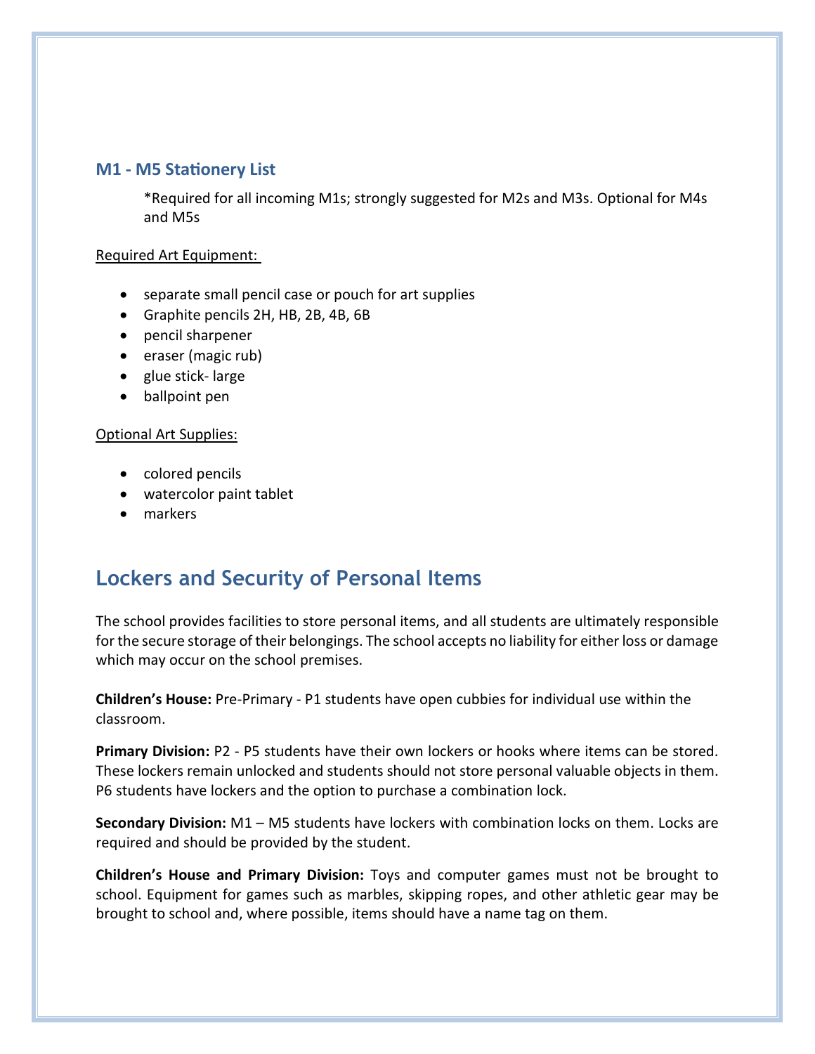### M1 - M5 Stationery List

*Required for all incoming M1s; strongly suggested for M2s and M3s. Optional for M4s and M5s

Required Art Equipment:

- separate small pencil case or pouch for art supplies
- Graphite pencils 2H, HB, 2B, 4B, 6B
- pencil sharpener
- eraser (magic rub)
- glue stick- large
- ballpoint pen

Optional Art Supplies:

- colored pencils
- watercolor paint tablet
- markers

## Lockers and Security of Personal Items

The school provides facilities to store personal items, and all students are ultimately responsible for the secure storage of their belongings. The school accepts no liability for either loss or damage which may occur on the school premises.

**Children's House:** Pre-Primary - P1 students have open cubbies for individual use within the classroom.

**Primary Division:** P2 - P5 students have their own lockers or hooks where items can be stored. These lockers remain unlocked and students should not store personal valuable objects in them. P6 students have lockers and the option to purchase a combination lock.

**Secondary Division:** M1 – M5 students have lockers with combination locks on them. Locks are required and should be provided by the student.

**Children's House and Primary Division:** Toys and computer games must not be brought to school. Equipment for games such as marbles, skipping ropes, and other athletic gear may be brought to school and, where possible, items should have a name tag on them.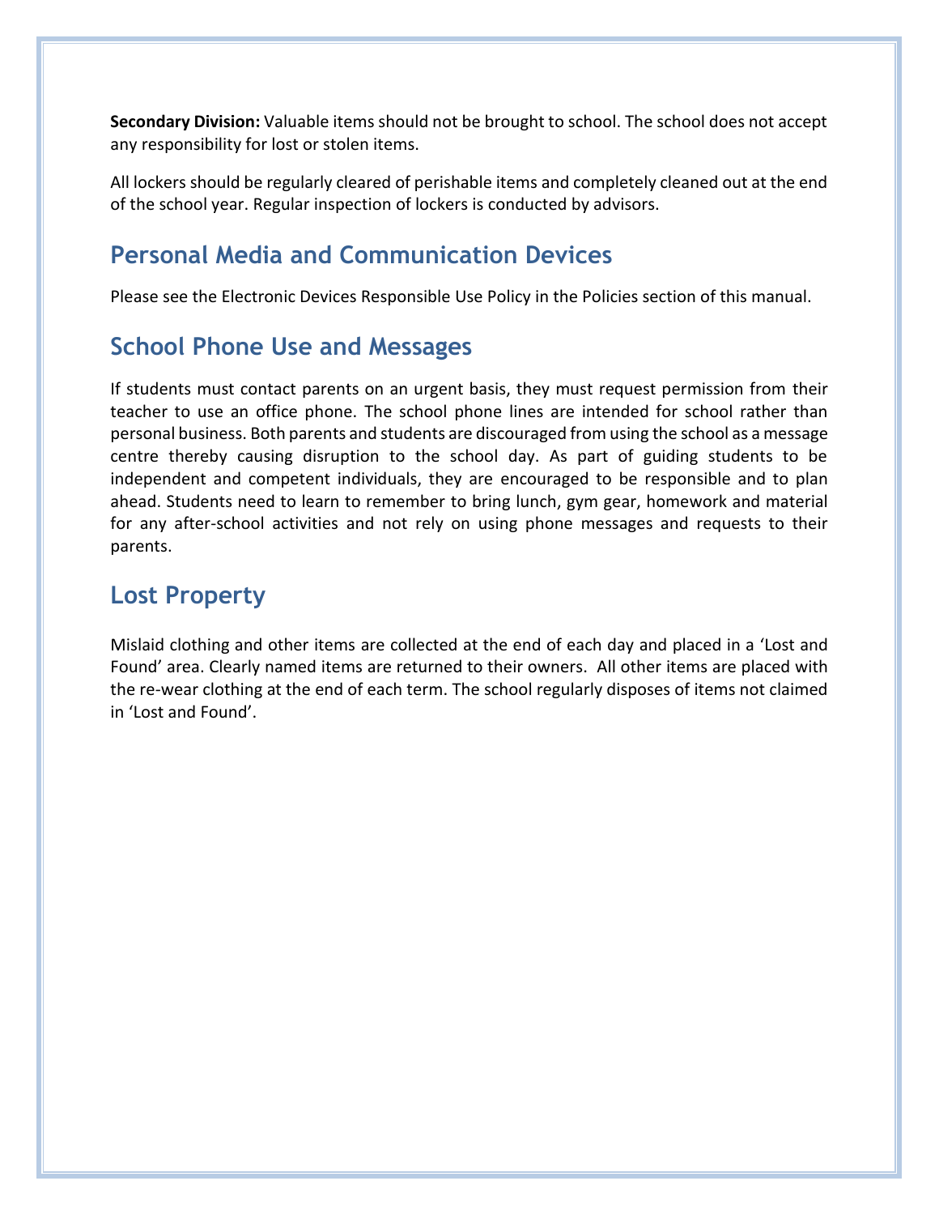**Secondary Division:** Valuable items should not be brought to school. The school does not accept any responsibility for lost or stolen items.

All lockers should be regularly cleared of perishable items and completely cleaned out at the end of the school year. Regular inspection of lockers is conducted by advisors.

## Personal Media and Communication Devices

Please see the Electronic Devices Responsible Use Policy in the Policies section of this manual.

## School Phone Use and Messages

If students must contact parents on an urgent basis, they must request permission from their teacher to use an office phone. The school phone lines are intended for school rather than personal business. Both parents and students are discouraged from using the school as a message centre thereby causing disruption to the school day. As part of guiding students to be independent and competent individuals, they are encouraged to be responsible and to plan ahead. Students need to learn to remember to bring lunch, gym gear, homework and material for any after-school activities and not rely on using phone messages and requests to their parents.

## Lost Property

Mislaid clothing and other items are collected at the end of each day and placed in a 'Lost and Found' area. Clearly named items are returned to their owners. All other items are placed with the re-wear clothing at the end of each term. The school regularly disposes of items not claimed in 'Lost and Found'.